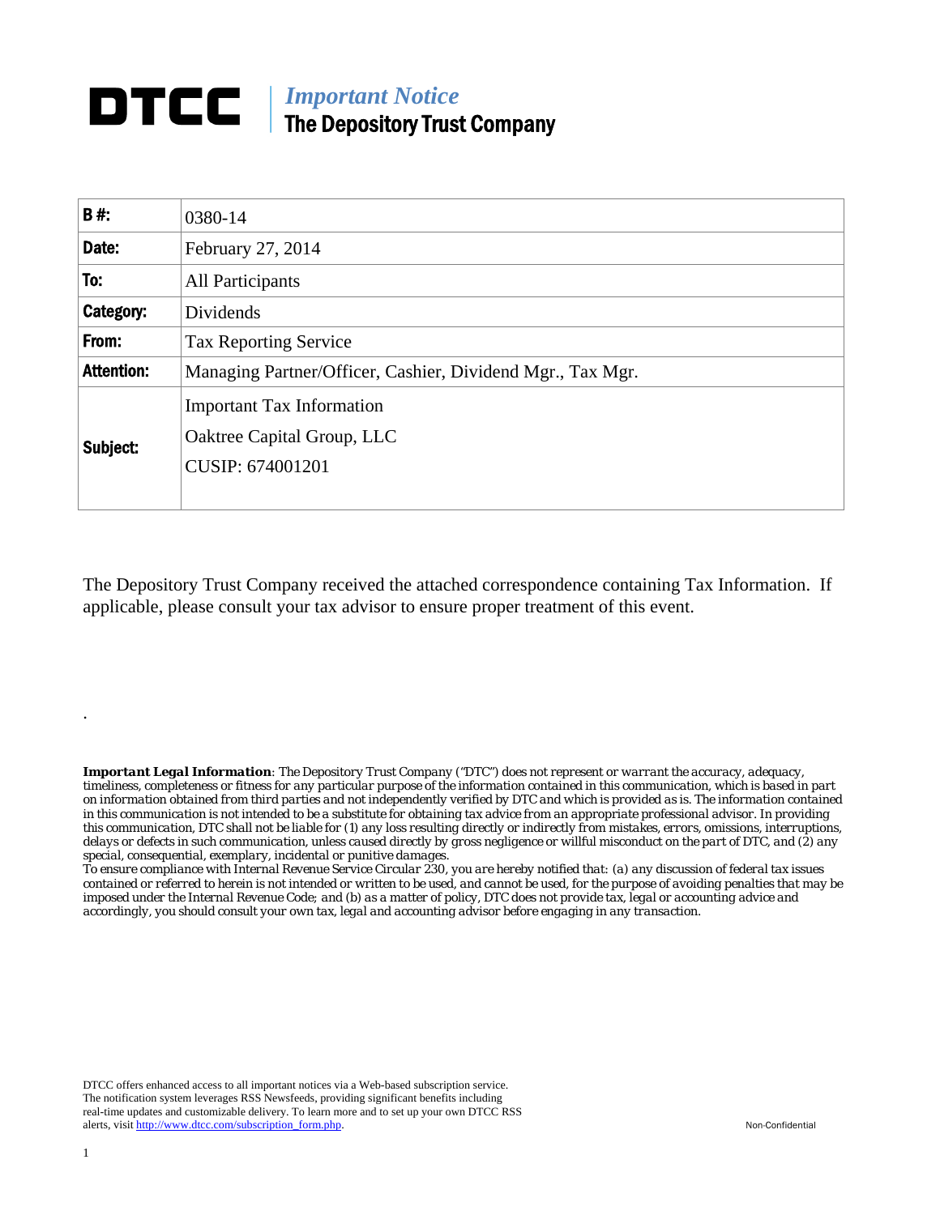# DTCC | *Important Notice*
## The Depository Trust Company

| B #: | 0380-14 |
|---|---|
| Date: | February 27, 2014 |
| To: | All Participants |
| Category: | Dividends |
| From: | Tax Reporting Service |
| Attention: | Managing Partner/Officer, Cashier, Dividend Mgr., Tax Mgr. |
| Subject: | Important Tax Information<br>Oaktree Capital Group, LLC<br>CUSIP: 674001201 |

The Depository Trust Company received the attached correspondence containing Tax Information. If applicable, please consult your tax advisor to ensure proper treatment of this event.

.

***Important Legal Information****: The Depository Trust Company ("DTC") does not represent or warrant the accuracy, adequacy, timeliness, completeness or fitness for any particular purpose of the information contained in this communication, which is based in part on information obtained from third parties and not independently verified by DTC and which is provided as is. The information contained in this communication is not intended to be a substitute for obtaining tax advice from an appropriate professional advisor. In providing this communication, DTC shall not be liable for (1) any loss resulting directly or indirectly from mistakes, errors, omissions, interruptions, delays or defects in such communication, unless caused directly by gross negligence or willful misconduct on the part of DTC, and (2) any special, consequential, exemplary, incidental or punitive damages.*

*To ensure compliance with Internal Revenue Service Circular 230, you are hereby notified that: (a) any discussion of federal tax issues contained or referred to herein is not intended or written to be used, and cannot be used, for the purpose of avoiding penalties that may be imposed under the Internal Revenue Code; and (b) as a matter of policy, DTC does not provide tax, legal or accounting advice and accordingly, you should consult your own tax, legal and accounting advisor before engaging in any transaction.*

DTCC offers enhanced access to all important notices via a Web-based subscription service. The notification system leverages RSS Newsfeeds, providing significant benefits including real-time updates and customizable delivery. To learn more and to set up your own DTCC RSS alerts, visit http://www.dtcc.com/subscription_form.php.

Non-Confidential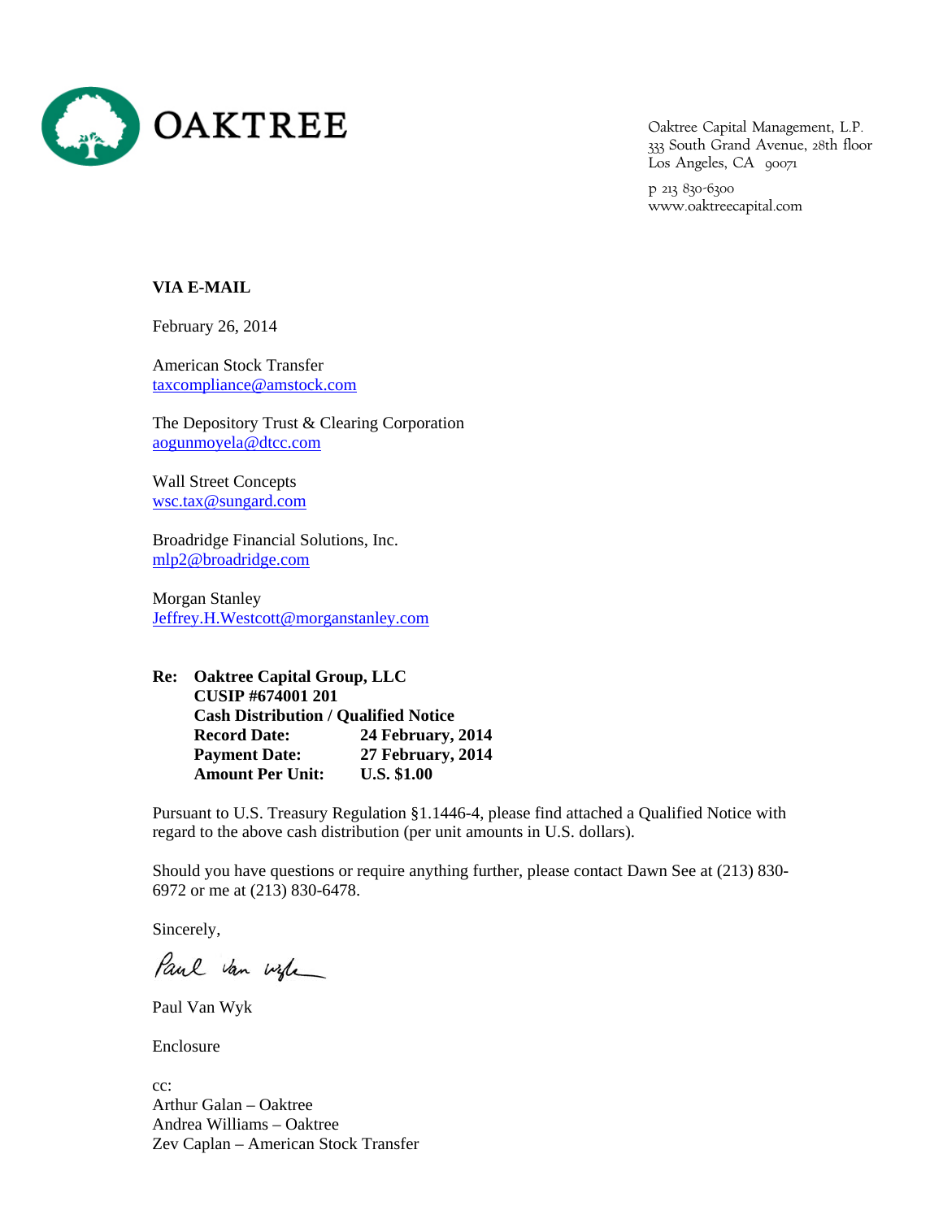**OAKTREE**

Oaktree Capital Management, L.P.
333 South Grand Avenue, 28th floor
Los Angeles, CA 90071

p 213 830-6300
www.oaktreecapital.com

**VIA E-MAIL**

February 26, 2014

American Stock Transfer
taxcompliance@amstock.com

The Depository Trust & Clearing Corporation
aogunmoyela@dtcc.com

Wall Street Concepts
wsc.tax@sungard.com

Broadridge Financial Solutions, Inc.
mlp2@broadridge.com

Morgan Stanley
Jeffrey.H.Westcott@morganstanley.com

**Re: Oaktree Capital Group, LLC**
**CUSIP #674001 201**
**Cash Distribution / Qualified Notice**
**Record Date: 24 February, 2014**
**Payment Date: 27 February, 2014**
**Amount Per Unit: U.S. $1.00**

Pursuant to U.S. Treasury Regulation §1.1446-4, please find attached a Qualified Notice with regard to the above cash distribution (per unit amounts in U.S. dollars).

Should you have questions or require anything further, please contact Dawn See at (213) 830-6972 or me at (213) 830-6478.

Sincerely,

Paul Van Wyk

Enclosure

cc:
Arthur Galan – Oaktree
Andrea Williams – Oaktree
Zev Caplan – American Stock Transfer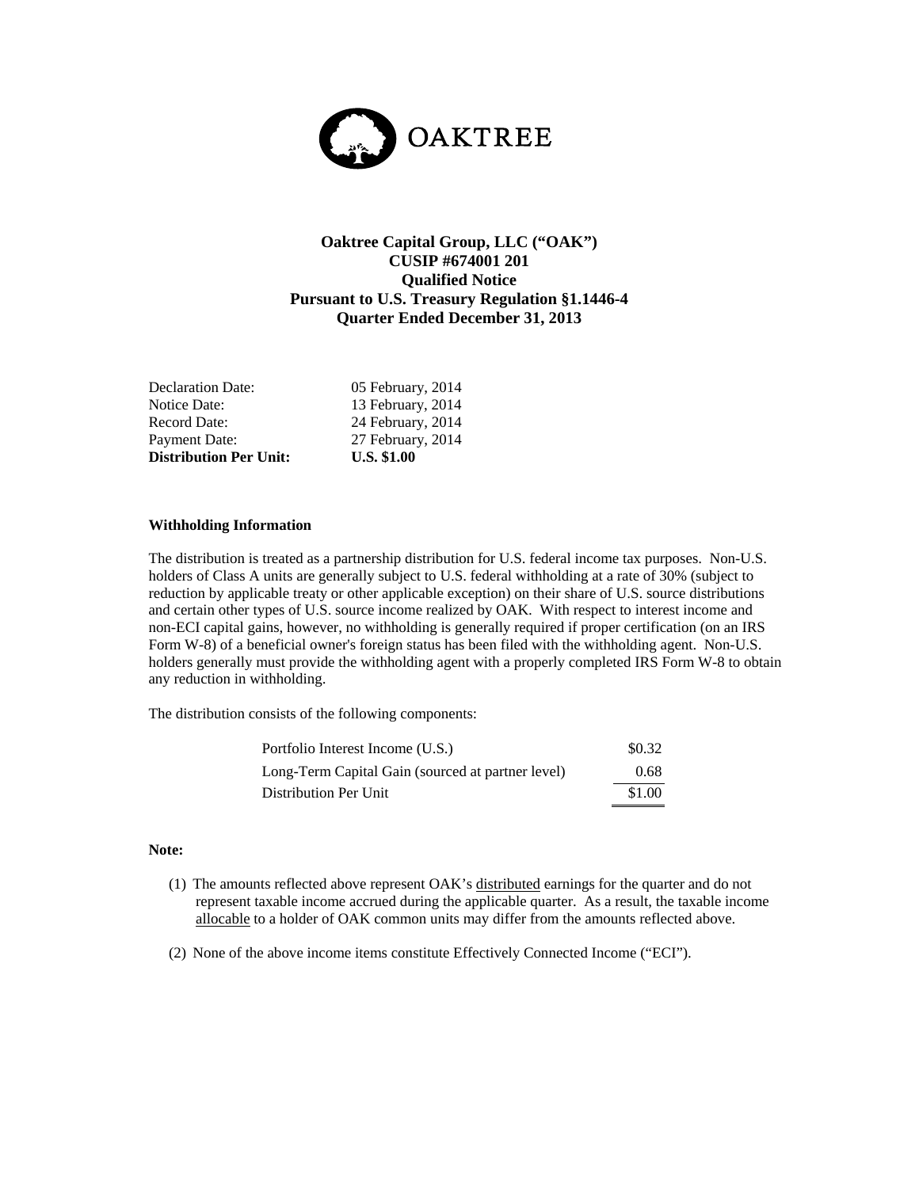OAKTREE

**Oaktree Capital Group, LLC ("OAK")**
**CUSIP #674001 201**
**Qualified Notice**
**Pursuant to U.S. Treasury Regulation §1.1446-4**
**Quarter Ended December 31, 2013**

| | |
|---|---|
| Declaration Date: | 05 February, 2014 |
| Notice Date: | 13 February, 2014 |
| Record Date: | 24 February, 2014 |
| Payment Date: | 27 February, 2014 |
| **Distribution Per Unit:** | **U.S. $1.00** |

**Withholding Information**

The distribution is treated as a partnership distribution for U.S. federal income tax purposes. Non-U.S. holders of Class A units are generally subject to U.S. federal withholding at a rate of 30% (subject to reduction by applicable treaty or other applicable exception) on their share of U.S. source distributions and certain other types of U.S. source income realized by OAK. With respect to interest income and non-ECI capital gains, however, no withholding is generally required if proper certification (on an IRS Form W-8) of a beneficial owner's foreign status has been filed with the withholding agent. Non-U.S. holders generally must provide the withholding agent with a properly completed IRS Form W-8 to obtain any reduction in withholding.

The distribution consists of the following components:

| | |
|---|---|
| Portfolio Interest Income (U.S.) | $0.32 |
| Long-Term Capital Gain (sourced at partner level) | 0.68 |
| Distribution Per Unit | $1.00 |

**Note:**

(1) The amounts reflected above represent OAK's distributed earnings for the quarter and do not represent taxable income accrued during the applicable quarter. As a result, the taxable income allocable to a holder of OAK common units may differ from the amounts reflected above.

(2) None of the above income items constitute Effectively Connected Income ("ECI").